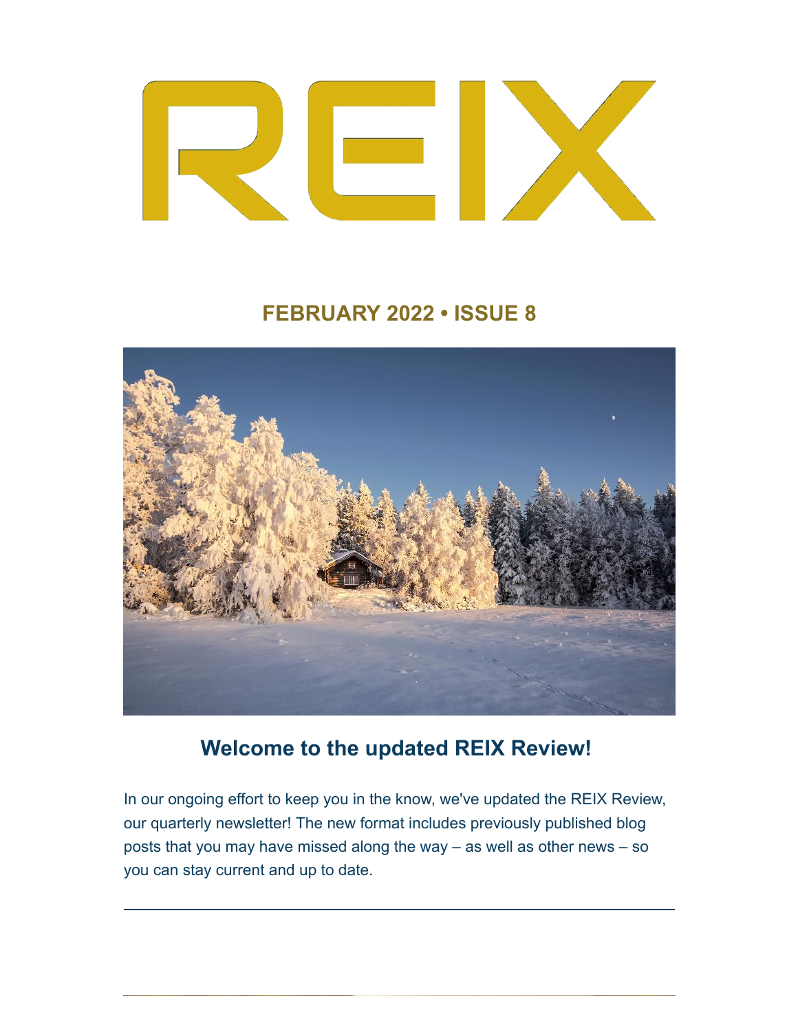# REIX

## FEBRUARY 2022 • ISSUE 8

## Welcome to the updated REIX Review!

In our ongoing effort to keep you in the know, we've updated the REIX Review, our quarterly newsletter! The new format includes previously published blog posts that you may have missed along the way – as well as other news – so you can stay current and up to date.

---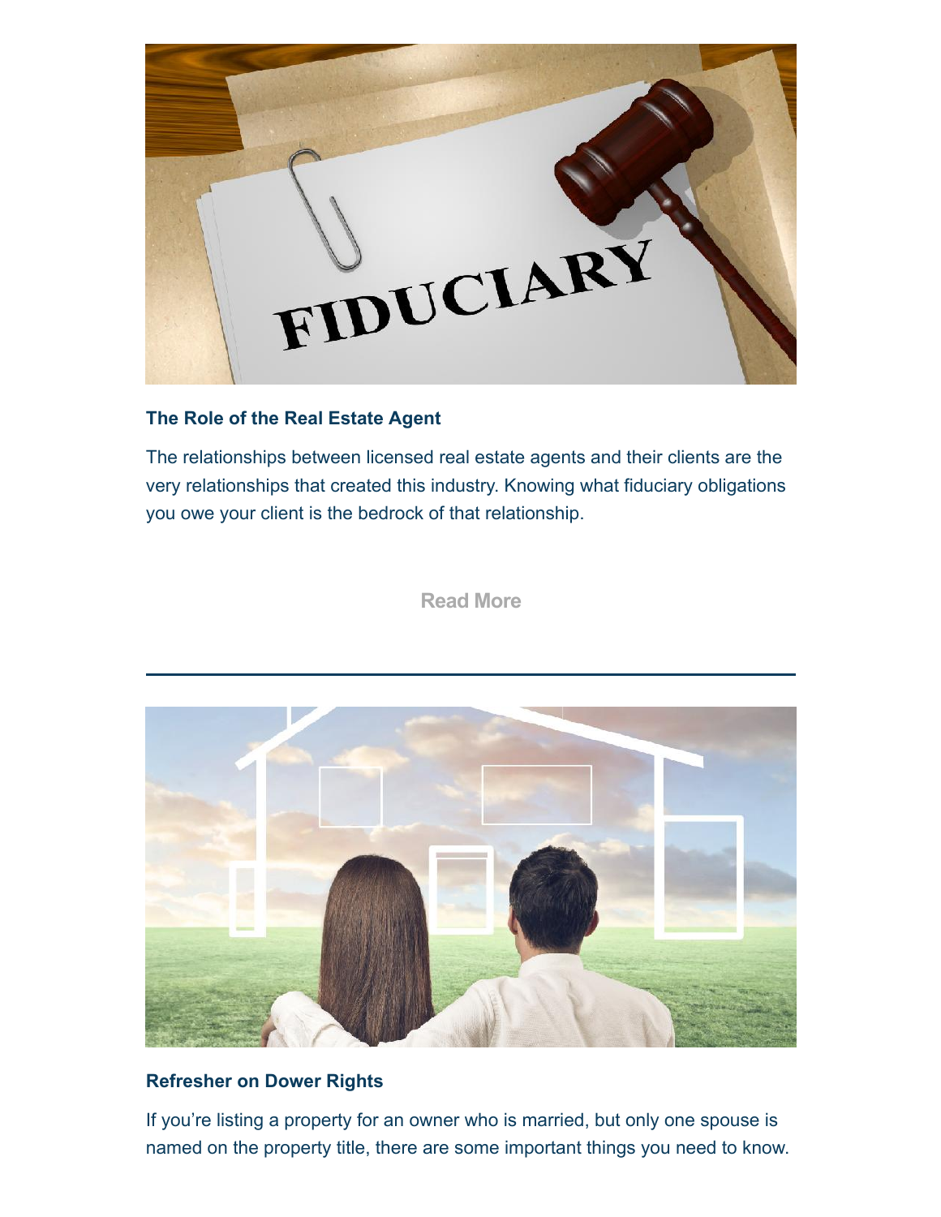### The Role of the Real Estate Agent

The relationships between licensed real estate agents and their clients are the very relationships that created this industry. Knowing what fiduciary obligations you owe your client is the bedrock of that relationship.

Read More

---

### Refresher on Dower Rights

If you're listing a property for an owner who is married, but only one spouse is named on the property title, there are some important things you need to know.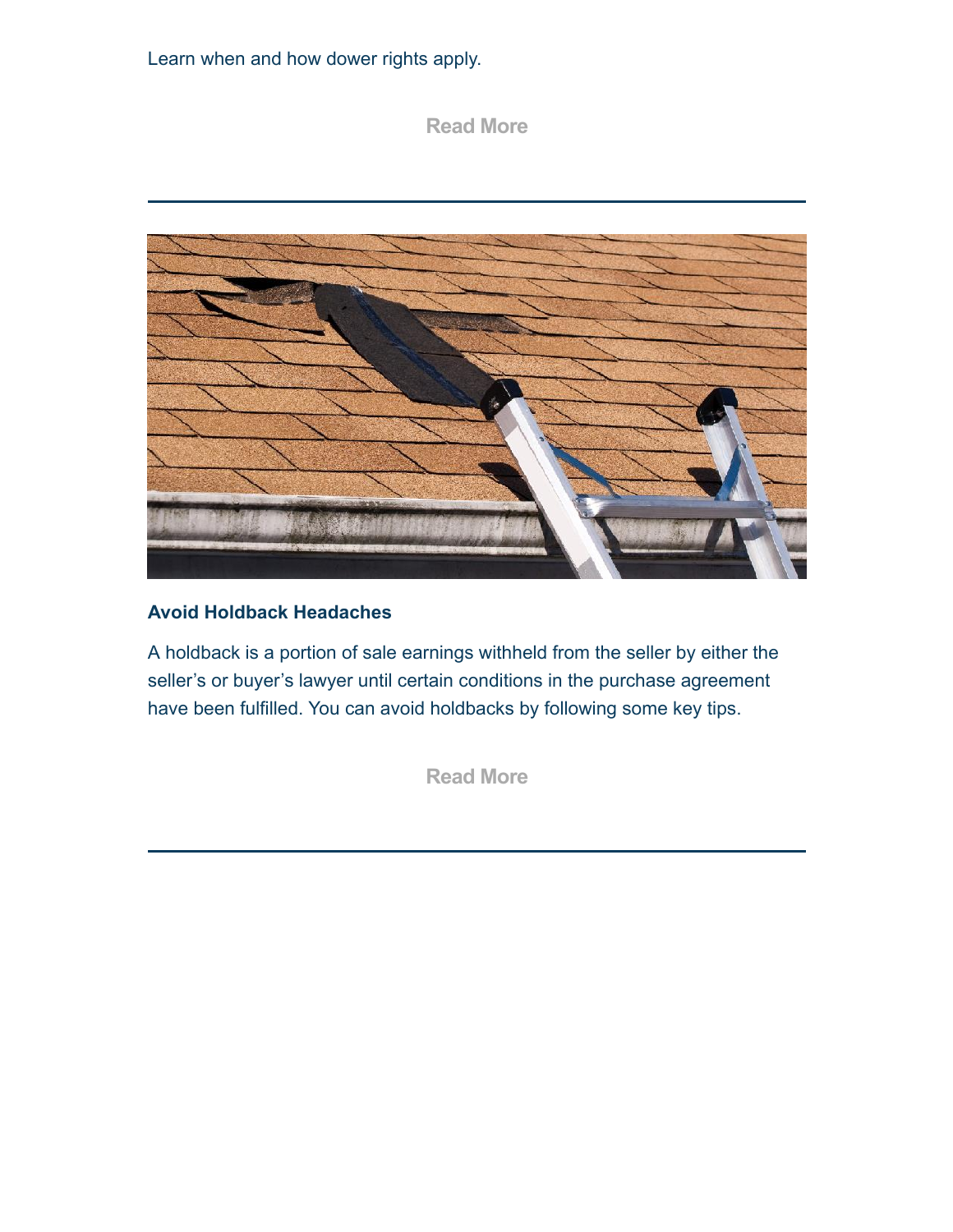Learn when and how dower rights apply.

Read More

---

### Avoid Holdback Headaches

A holdback is a portion of sale earnings withheld from the seller by either the seller’s or buyer’s lawyer until certain conditions in the purchase agreement have been fulfilled. You can avoid holdbacks by following some key tips.

Read More

---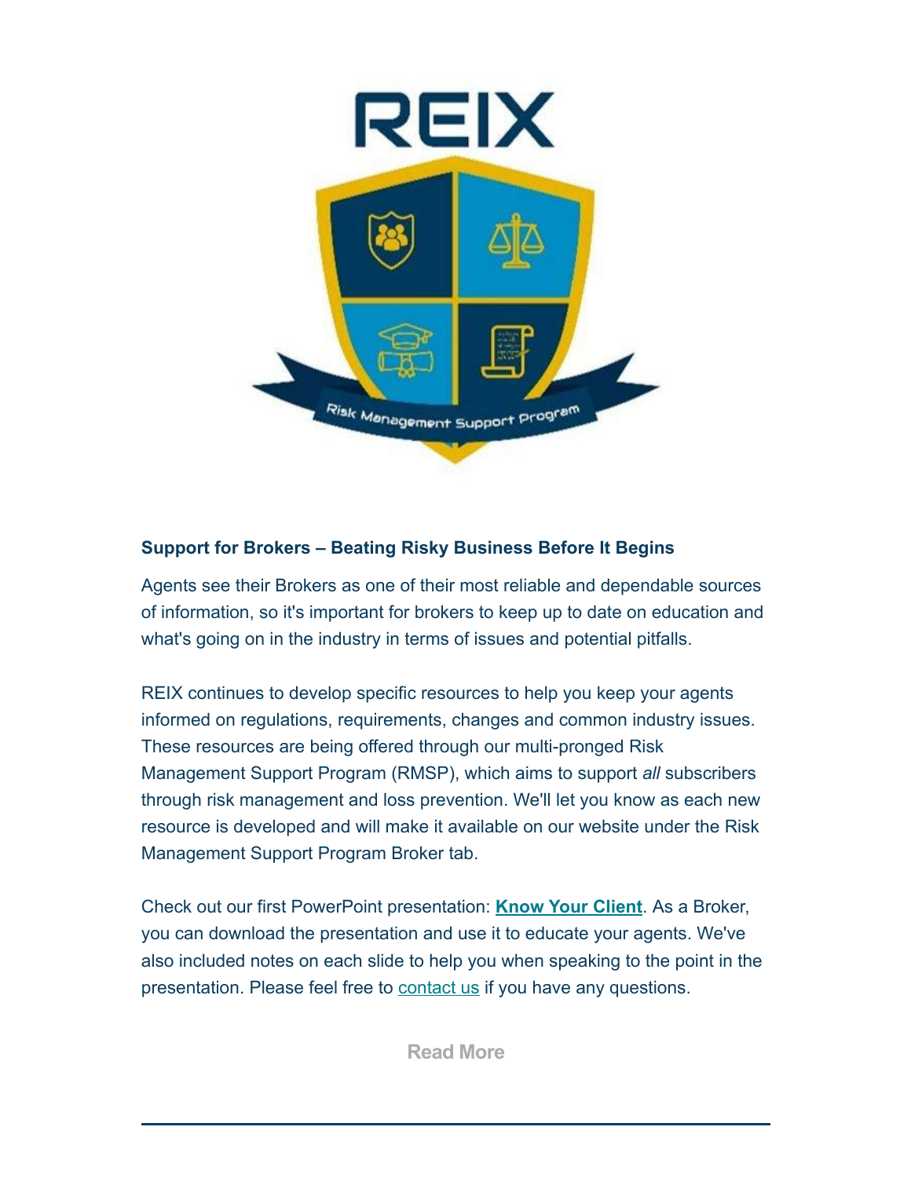**Support for Brokers – Beating Risky Business Before It Begins**

Agents see their Brokers as one of their most reliable and dependable sources of information, so it's important for brokers to keep up to date on education and what's going on in the industry in terms of issues and potential pitfalls.

REIX continues to develop specific resources to help you keep your agents informed on regulations, requirements, changes and common industry issues. These resources are being offered through our multi-pronged Risk Management Support Program (RMSP), which aims to support *all* subscribers through risk management and loss prevention. We'll let you know as each new resource is developed and will make it available on our website under the Risk Management Support Program Broker tab.

Check out our first PowerPoint presentation: **Know Your Client**. As a Broker, you can download the presentation and use it to educate your agents. We've also included notes on each slide to help you when speaking to the point in the presentation. Please feel free to contact us if you have any questions.

Read More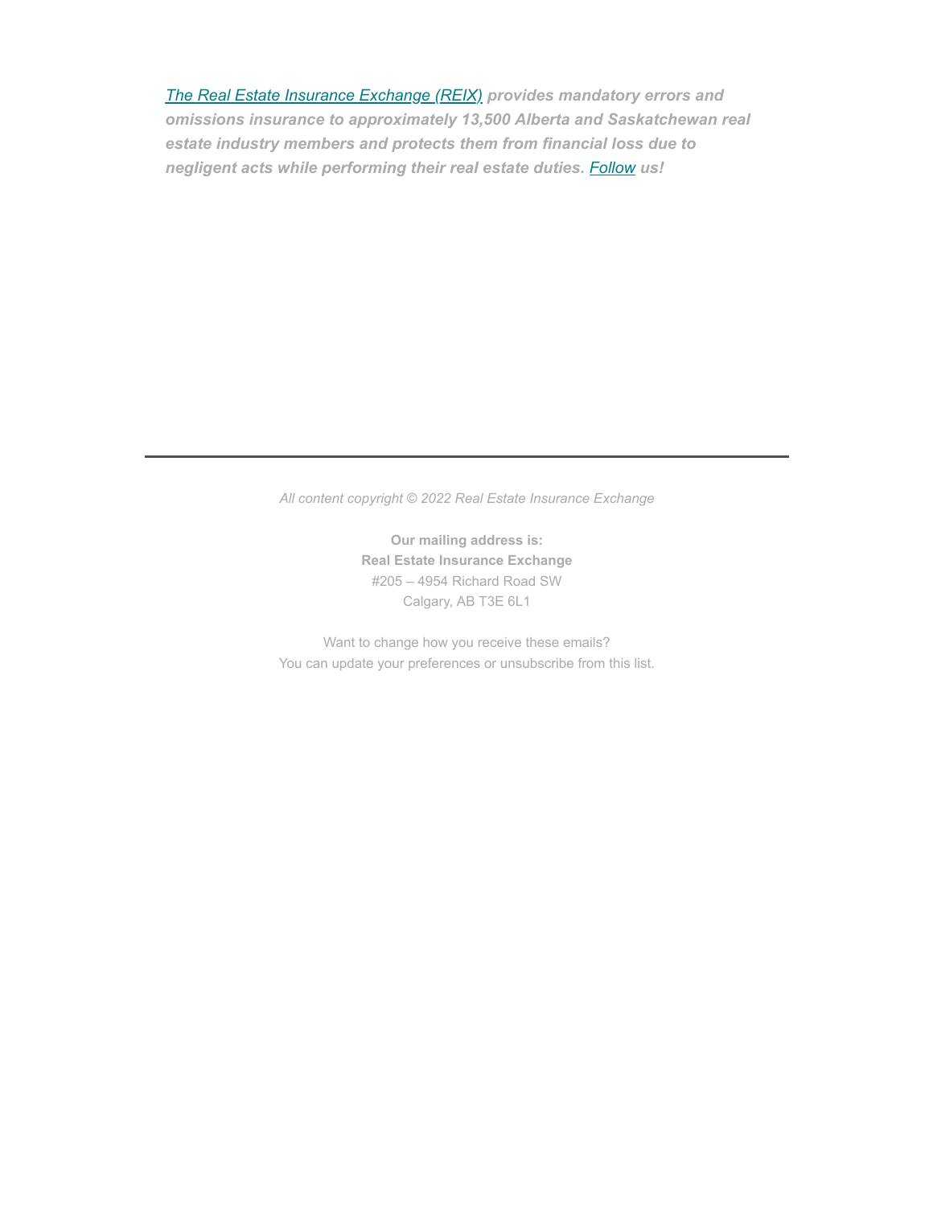***The Real Estate Insurance Exchange (REIX)* provides mandatory errors and omissions insurance to approximately 13,500 Alberta and Saskatchewan real estate industry members and protects them from financial loss due to negligent acts while performing their real estate duties. *Follow* us!**

---

*All content copyright © 2022 Real Estate Insurance Exchange*

**Our mailing address is:**
**Real Estate Insurance Exchange**
#205 – 4954 Richard Road SW
Calgary, AB T3E 6L1

Want to change how you receive these emails?
You can update your preferences or unsubscribe from this list.